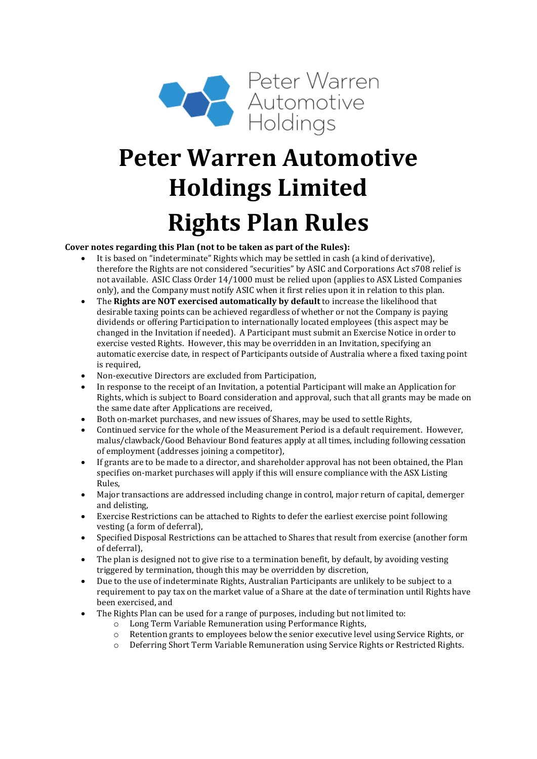Peter Warren Automotive Holdings

# Peter Warren Automotive Holdings Limited

# Rights Plan Rules

**Cover notes regarding this Plan (not to be taken as part of the Rules):**

- It is based on "indeterminate" Rights which may be settled in cash (a kind of derivative), therefore the Rights are not considered "securities" by ASIC and Corporations Act s708 relief is not available. ASIC Class Order 14/1000 must be relied upon (applies to ASX Listed Companies only), and the Company must notify ASIC when it first relies upon it in relation to this plan.
- The **Rights are NOT exercised automatically by default** to increase the likelihood that desirable taxing points can be achieved regardless of whether or not the Company is paying dividends or offering Participation to internationally located employees (this aspect may be changed in the Invitation if needed). A Participant must submit an Exercise Notice in order to exercise vested Rights. However, this may be overridden in an Invitation, specifying an automatic exercise date, in respect of Participants outside of Australia where a fixed taxing point is required,
- Non-executive Directors are excluded from Participation,
- In response to the receipt of an Invitation, a potential Participant will make an Application for Rights, which is subject to Board consideration and approval, such that all grants may be made on the same date after Applications are received,
- Both on-market purchases, and new issues of Shares, may be used to settle Rights,
- Continued service for the whole of the Measurement Period is a default requirement. However, malus/clawback/Good Behaviour Bond features apply at all times, including following cessation of employment (addresses joining a competitor),
- If grants are to be made to a director, and shareholder approval has not been obtained, the Plan specifies on-market purchases will apply if this will ensure compliance with the ASX Listing Rules,
- Major transactions are addressed including change in control, major return of capital, demerger and delisting,
- Exercise Restrictions can be attached to Rights to defer the earliest exercise point following vesting (a form of deferral),
- Specified Disposal Restrictions can be attached to Shares that result from exercise (another form of deferral),
- The plan is designed not to give rise to a termination benefit, by default, by avoiding vesting triggered by termination, though this may be overridden by discretion,
- Due to the use of indeterminate Rights, Australian Participants are unlikely to be subject to a requirement to pay tax on the market value of a Share at the date of termination until Rights have been exercised, and
- The Rights Plan can be used for a range of purposes, including but not limited to:
  - Long Term Variable Remuneration using Performance Rights,
  - Retention grants to employees below the senior executive level using Service Rights, or
  - Deferring Short Term Variable Remuneration using Service Rights or Restricted Rights.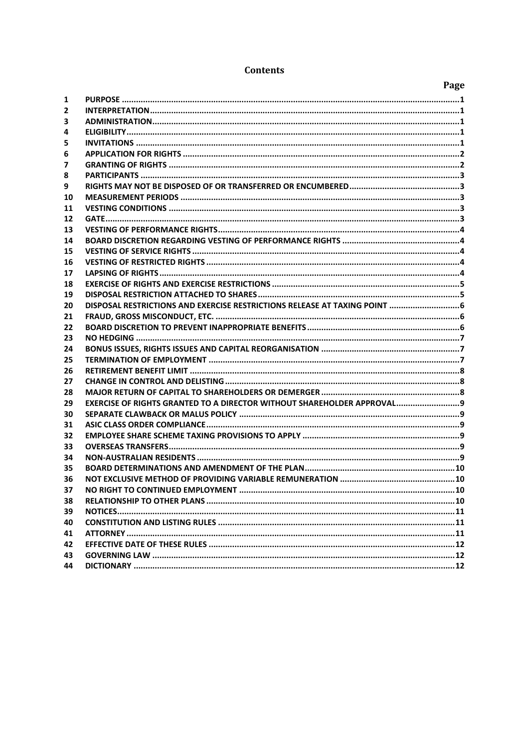# Contents

| | | Page |
|---|---|---|
| 1 | PURPOSE | 1 |
| 2 | INTERPRETATION | 1 |
| 3 | ADMINISTRATION | 1 |
| 4 | ELIGIBILITY | 1 |
| 5 | INVITATIONS | 1 |
| 6 | APPLICATION FOR RIGHTS | 2 |
| 7 | GRANTING OF RIGHTS | 2 |
| 8 | PARTICIPANTS | 3 |
| 9 | RIGHTS MAY NOT BE DISPOSED OF OR TRANSFERRED OR ENCUMBERED | 3 |
| 10 | MEASUREMENT PERIODS | 3 |
| 11 | VESTING CONDITIONS | 3 |
| 12 | GATE | 3 |
| 13 | VESTING OF PERFORMANCE RIGHTS | 4 |
| 14 | BOARD DISCRETION REGARDING VESTING OF PERFORMANCE RIGHTS | 4 |
| 15 | VESTING OF SERVICE RIGHTS | 4 |
| 16 | VESTING OF RESTRICTED RIGHTS | 4 |
| 17 | LAPSING OF RIGHTS | 4 |
| 18 | EXERCISE OF RIGHTS AND EXERCISE RESTRICTIONS | 5 |
| 19 | DISPOSAL RESTRICTION ATTACHED TO SHARES | 5 |
| 20 | DISPOSAL RESTRICTIONS AND EXERCISE RESTRICTIONS RELEASE AT TAXING POINT | 6 |
| 21 | FRAUD, GROSS MISCONDUCT, ETC. | 6 |
| 22 | BOARD DISCRETION TO PREVENT INAPPROPRIATE BENEFITS | 6 |
| 23 | NO HEDGING | 7 |
| 24 | BONUS ISSUES, RIGHTS ISSUES AND CAPITAL REORGANISATION | 7 |
| 25 | TERMINATION OF EMPLOYMENT | 7 |
| 26 | RETIREMENT BENEFIT LIMIT | 8 |
| 27 | CHANGE IN CONTROL AND DELISTING | 8 |
| 28 | MAJOR RETURN OF CAPITAL TO SHAREHOLDERS OR DEMERGER | 8 |
| 29 | EXERCISE OF RIGHTS GRANTED TO A DIRECTOR WITHOUT SHAREHOLDER APPROVAL | 9 |
| 30 | SEPARATE CLAWBACK OR MALUS POLICY | 9 |
| 31 | ASIC CLASS ORDER COMPLIANCE | 9 |
| 32 | EMPLOYEE SHARE SCHEME TAXING PROVISIONS TO APPLY | 9 |
| 33 | OVERSEAS TRANSFERS | 9 |
| 34 | NON-AUSTRALIAN RESIDENTS | 9 |
| 35 | BOARD DETERMINATIONS AND AMENDMENT OF THE PLAN | 10 |
| 36 | NOT EXCLUSIVE METHOD OF PROVIDING VARIABLE REMUNERATION | 10 |
| 37 | NO RIGHT TO CONTINUED EMPLOYMENT | 10 |
| 38 | RELATIONSHIP TO OTHER PLANS | 10 |
| 39 | NOTICES | 11 |
| 40 | CONSTITUTION AND LISTING RULES | 11 |
| 41 | ATTORNEY | 11 |
| 42 | EFFECTIVE DATE OF THESE RULES | 12 |
| 43 | GOVERNING LAW | 12 |
| 44 | DICTIONARY | 12 |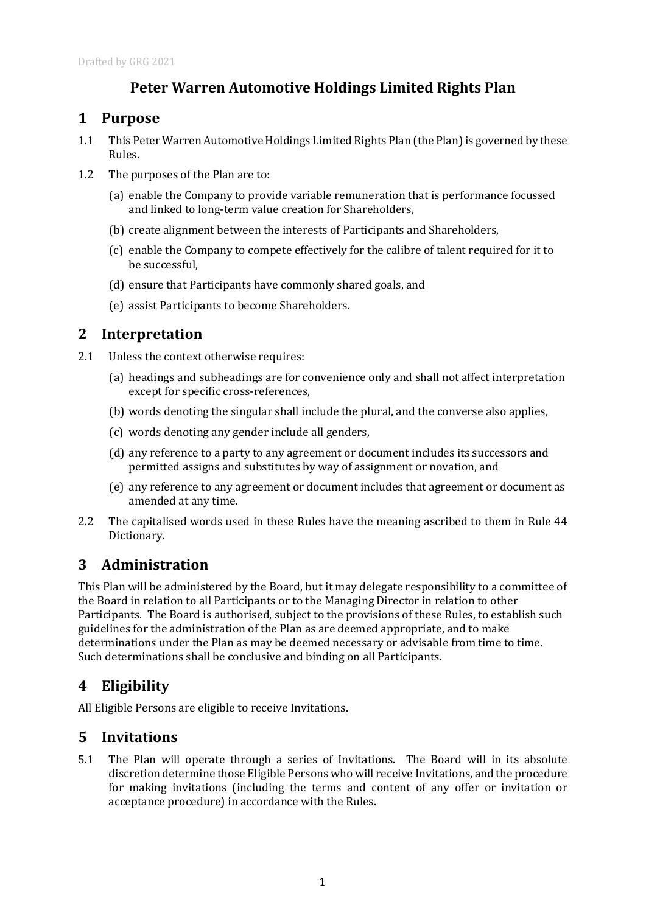Drafted by GRG 2021

# Peter Warren Automotive Holdings Limited Rights Plan

## 1 Purpose

1.1 This Peter Warren Automotive Holdings Limited Rights Plan (the Plan) is governed by these Rules.

1.2 The purposes of the Plan are to:

(a) enable the Company to provide variable remuneration that is performance focussed and linked to long-term value creation for Shareholders,

(b) create alignment between the interests of Participants and Shareholders,

(c) enable the Company to compete effectively for the calibre of talent required for it to be successful,

(d) ensure that Participants have commonly shared goals, and

(e) assist Participants to become Shareholders.

## 2 Interpretation

2.1 Unless the context otherwise requires:

(a) headings and subheadings are for convenience only and shall not affect interpretation except for specific cross-references,

(b) words denoting the singular shall include the plural, and the converse also applies,

(c) words denoting any gender include all genders,

(d) any reference to a party to any agreement or document includes its successors and permitted assigns and substitutes by way of assignment or novation, and

(e) any reference to any agreement or document includes that agreement or document as amended at any time.

2.2 The capitalised words used in these Rules have the meaning ascribed to them in Rule 44 Dictionary.

## 3 Administration

This Plan will be administered by the Board, but it may delegate responsibility to a committee of the Board in relation to all Participants or to the Managing Director in relation to other Participants. The Board is authorised, subject to the provisions of these Rules, to establish such guidelines for the administration of the Plan as are deemed appropriate, and to make determinations under the Plan as may be deemed necessary or advisable from time to time. Such determinations shall be conclusive and binding on all Participants.

## 4 Eligibility

All Eligible Persons are eligible to receive Invitations.

## 5 Invitations

5.1 The Plan will operate through a series of Invitations. The Board will in its absolute discretion determine those Eligible Persons who will receive Invitations, and the procedure for making invitations (including the terms and content of any offer or invitation or acceptance procedure) in accordance with the Rules.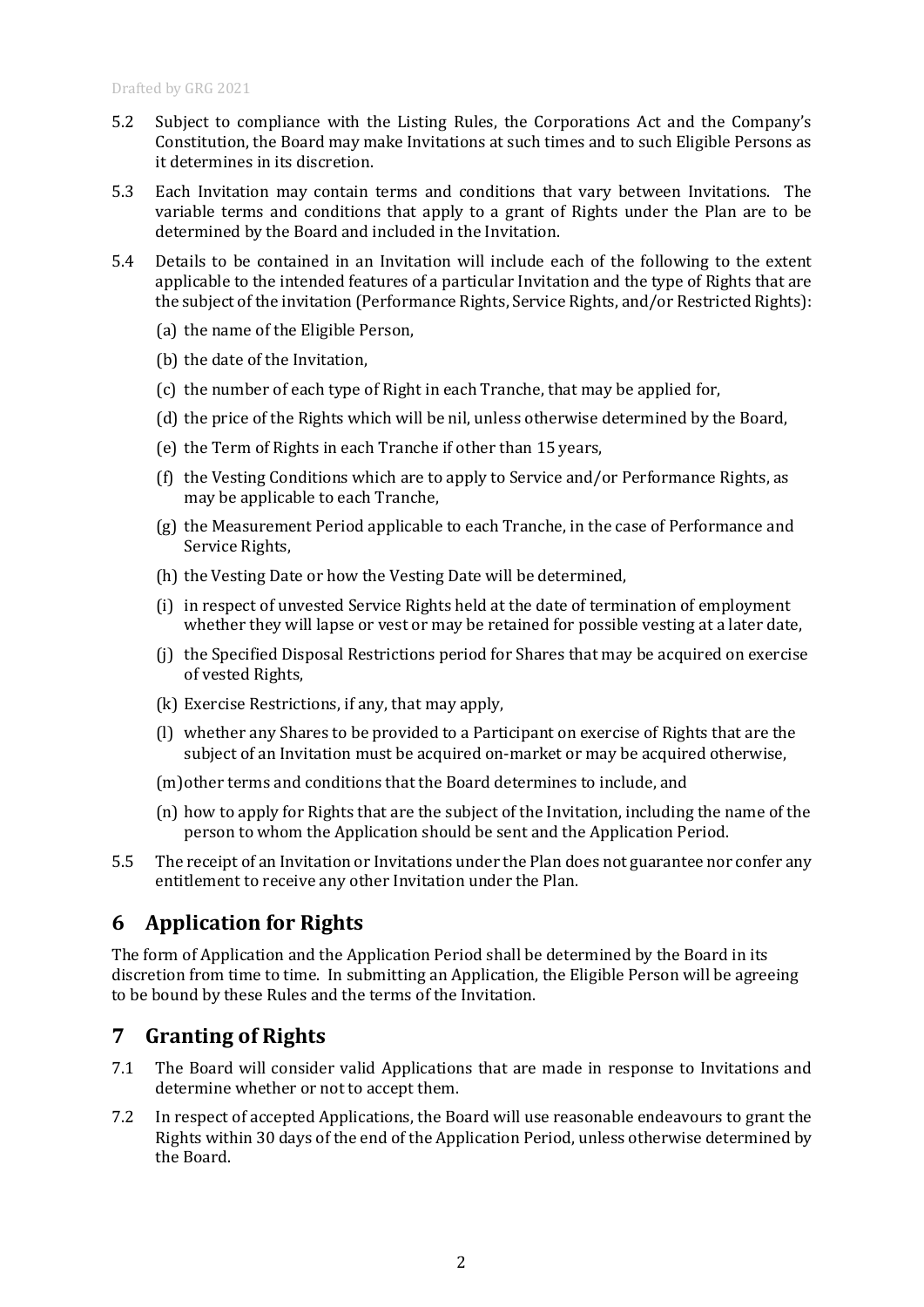5.2 Subject to compliance with the Listing Rules, the Corporations Act and the Company's Constitution, the Board may make Invitations at such times and to such Eligible Persons as it determines in its discretion.

5.3 Each Invitation may contain terms and conditions that vary between Invitations. The variable terms and conditions that apply to a grant of Rights under the Plan are to be determined by the Board and included in the Invitation.

5.4 Details to be contained in an Invitation will include each of the following to the extent applicable to the intended features of a particular Invitation and the type of Rights that are the subject of the invitation (Performance Rights, Service Rights, and/or Restricted Rights):

(a) the name of the Eligible Person,

(b) the date of the Invitation,

(c) the number of each type of Right in each Tranche, that may be applied for,

(d) the price of the Rights which will be nil, unless otherwise determined by the Board,

(e) the Term of Rights in each Tranche if other than 15 years,

(f) the Vesting Conditions which are to apply to Service and/or Performance Rights, as may be applicable to each Tranche,

(g) the Measurement Period applicable to each Tranche, in the case of Performance and Service Rights,

(h) the Vesting Date or how the Vesting Date will be determined,

(i) in respect of unvested Service Rights held at the date of termination of employment whether they will lapse or vest or may be retained for possible vesting at a later date,

(j) the Specified Disposal Restrictions period for Shares that may be acquired on exercise of vested Rights,

(k) Exercise Restrictions, if any, that may apply,

(l) whether any Shares to be provided to a Participant on exercise of Rights that are the subject of an Invitation must be acquired on-market or may be acquired otherwise,

(m) other terms and conditions that the Board determines to include, and

(n) how to apply for Rights that are the subject of the Invitation, including the name of the person to whom the Application should be sent and the Application Period.

5.5 The receipt of an Invitation or Invitations under the Plan does not guarantee nor confer any entitlement to receive any other Invitation under the Plan.

# 6 Application for Rights

The form of Application and the Application Period shall be determined by the Board in its discretion from time to time. In submitting an Application, the Eligible Person will be agreeing to be bound by these Rules and the terms of the Invitation.

# 7 Granting of Rights

7.1 The Board will consider valid Applications that are made in response to Invitations and determine whether or not to accept them.

7.2 In respect of accepted Applications, the Board will use reasonable endeavours to grant the Rights within 30 days of the end of the Application Period, unless otherwise determined by the Board.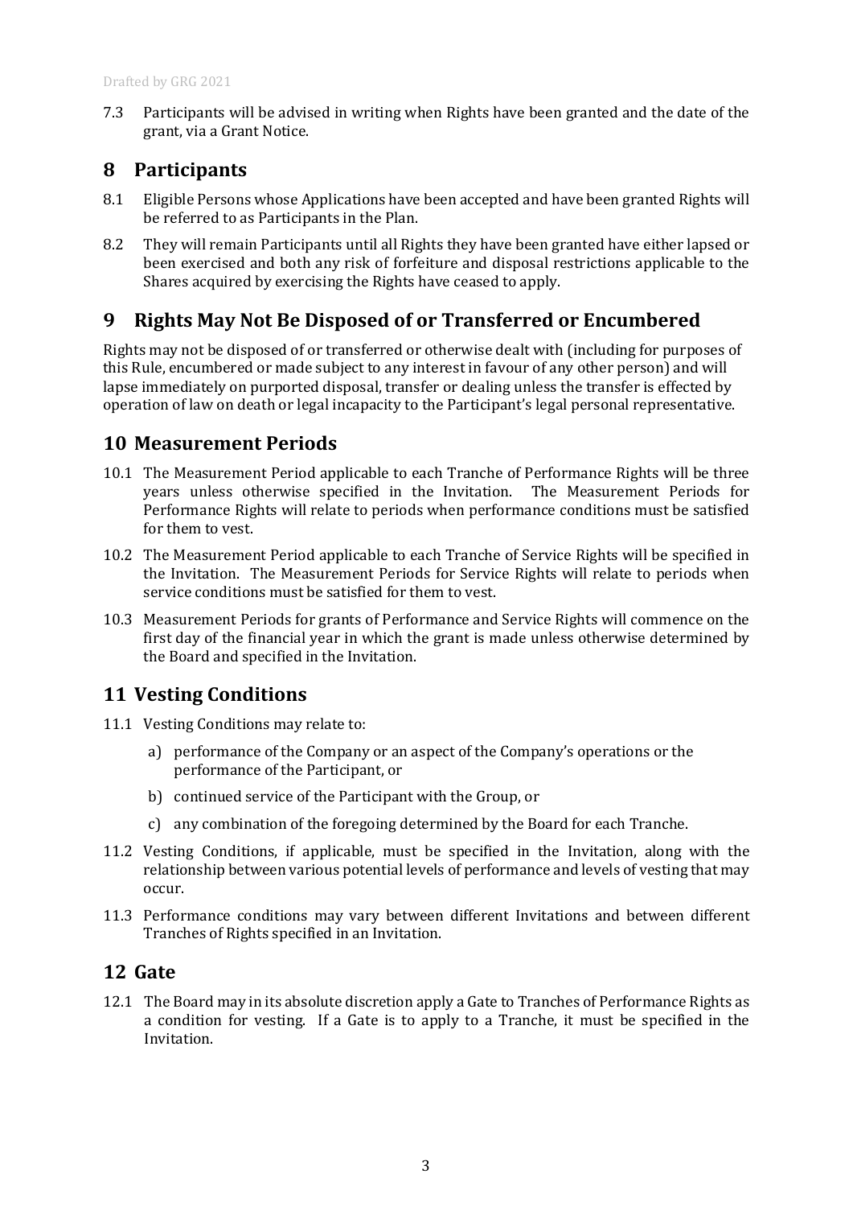7.3 Participants will be advised in writing when Rights have been granted and the date of the grant, via a Grant Notice.

## 8 Participants

8.1 Eligible Persons whose Applications have been accepted and have been granted Rights will be referred to as Participants in the Plan.

8.2 They will remain Participants until all Rights they have been granted have either lapsed or been exercised and both any risk of forfeiture and disposal restrictions applicable to the Shares acquired by exercising the Rights have ceased to apply.

## 9 Rights May Not Be Disposed of or Transferred or Encumbered

Rights may not be disposed of or transferred or otherwise dealt with (including for purposes of this Rule, encumbered or made subject to any interest in favour of any other person) and will lapse immediately on purported disposal, transfer or dealing unless the transfer is effected by operation of law on death or legal incapacity to the Participant's legal personal representative.

## 10 Measurement Periods

10.1 The Measurement Period applicable to each Tranche of Performance Rights will be three years unless otherwise specified in the Invitation. The Measurement Periods for Performance Rights will relate to periods when performance conditions must be satisfied for them to vest.

10.2 The Measurement Period applicable to each Tranche of Service Rights will be specified in the Invitation. The Measurement Periods for Service Rights will relate to periods when service conditions must be satisfied for them to vest.

10.3 Measurement Periods for grants of Performance and Service Rights will commence on the first day of the financial year in which the grant is made unless otherwise determined by the Board and specified in the Invitation.

## 11 Vesting Conditions

11.1 Vesting Conditions may relate to:

a) performance of the Company or an aspect of the Company's operations or the performance of the Participant, or

b) continued service of the Participant with the Group, or

c) any combination of the foregoing determined by the Board for each Tranche.

11.2 Vesting Conditions, if applicable, must be specified in the Invitation, along with the relationship between various potential levels of performance and levels of vesting that may occur.

11.3 Performance conditions may vary between different Invitations and between different Tranches of Rights specified in an Invitation.

## 12 Gate

12.1 The Board may in its absolute discretion apply a Gate to Tranches of Performance Rights as a condition for vesting. If a Gate is to apply to a Tranche, it must be specified in the Invitation.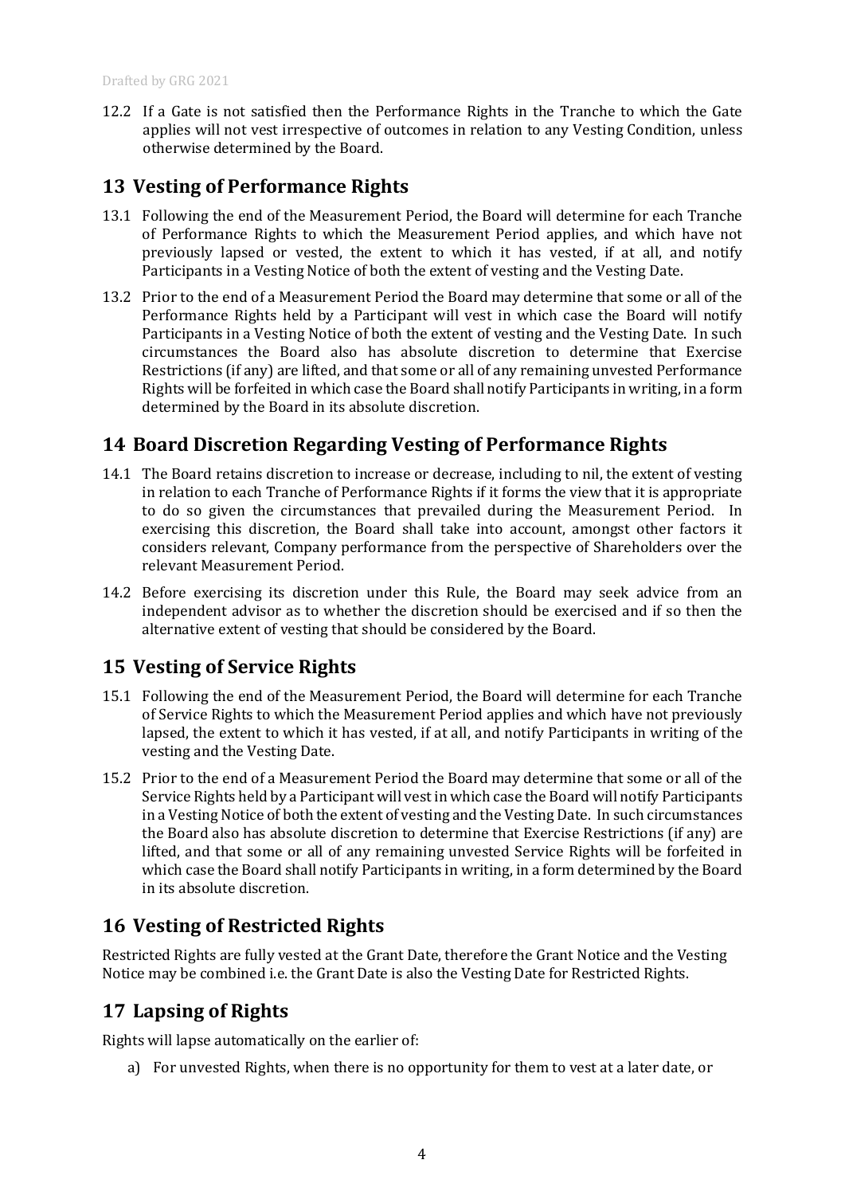12.2 If a Gate is not satisfied then the Performance Rights in the Tranche to which the Gate applies will not vest irrespective of outcomes in relation to any Vesting Condition, unless otherwise determined by the Board.

## 13 Vesting of Performance Rights

13.1 Following the end of the Measurement Period, the Board will determine for each Tranche of Performance Rights to which the Measurement Period applies, and which have not previously lapsed or vested, the extent to which it has vested, if at all, and notify Participants in a Vesting Notice of both the extent of vesting and the Vesting Date.

13.2 Prior to the end of a Measurement Period the Board may determine that some or all of the Performance Rights held by a Participant will vest in which case the Board will notify Participants in a Vesting Notice of both the extent of vesting and the Vesting Date. In such circumstances the Board also has absolute discretion to determine that Exercise Restrictions (if any) are lifted, and that some or all of any remaining unvested Performance Rights will be forfeited in which case the Board shall notify Participants in writing, in a form determined by the Board in its absolute discretion.

## 14 Board Discretion Regarding Vesting of Performance Rights

14.1 The Board retains discretion to increase or decrease, including to nil, the extent of vesting in relation to each Tranche of Performance Rights if it forms the view that it is appropriate to do so given the circumstances that prevailed during the Measurement Period. In exercising this discretion, the Board shall take into account, amongst other factors it considers relevant, Company performance from the perspective of Shareholders over the relevant Measurement Period.

14.2 Before exercising its discretion under this Rule, the Board may seek advice from an independent advisor as to whether the discretion should be exercised and if so then the alternative extent of vesting that should be considered by the Board.

## 15 Vesting of Service Rights

15.1 Following the end of the Measurement Period, the Board will determine for each Tranche of Service Rights to which the Measurement Period applies and which have not previously lapsed, the extent to which it has vested, if at all, and notify Participants in writing of the vesting and the Vesting Date.

15.2 Prior to the end of a Measurement Period the Board may determine that some or all of the Service Rights held by a Participant will vest in which case the Board will notify Participants in a Vesting Notice of both the extent of vesting and the Vesting Date. In such circumstances the Board also has absolute discretion to determine that Exercise Restrictions (if any) are lifted, and that some or all of any remaining unvested Service Rights will be forfeited in which case the Board shall notify Participants in writing, in a form determined by the Board in its absolute discretion.

## 16 Vesting of Restricted Rights

Restricted Rights are fully vested at the Grant Date, therefore the Grant Notice and the Vesting Notice may be combined i.e. the Grant Date is also the Vesting Date for Restricted Rights.

## 17 Lapsing of Rights

Rights will lapse automatically on the earlier of:

a) For unvested Rights, when there is no opportunity for them to vest at a later date, or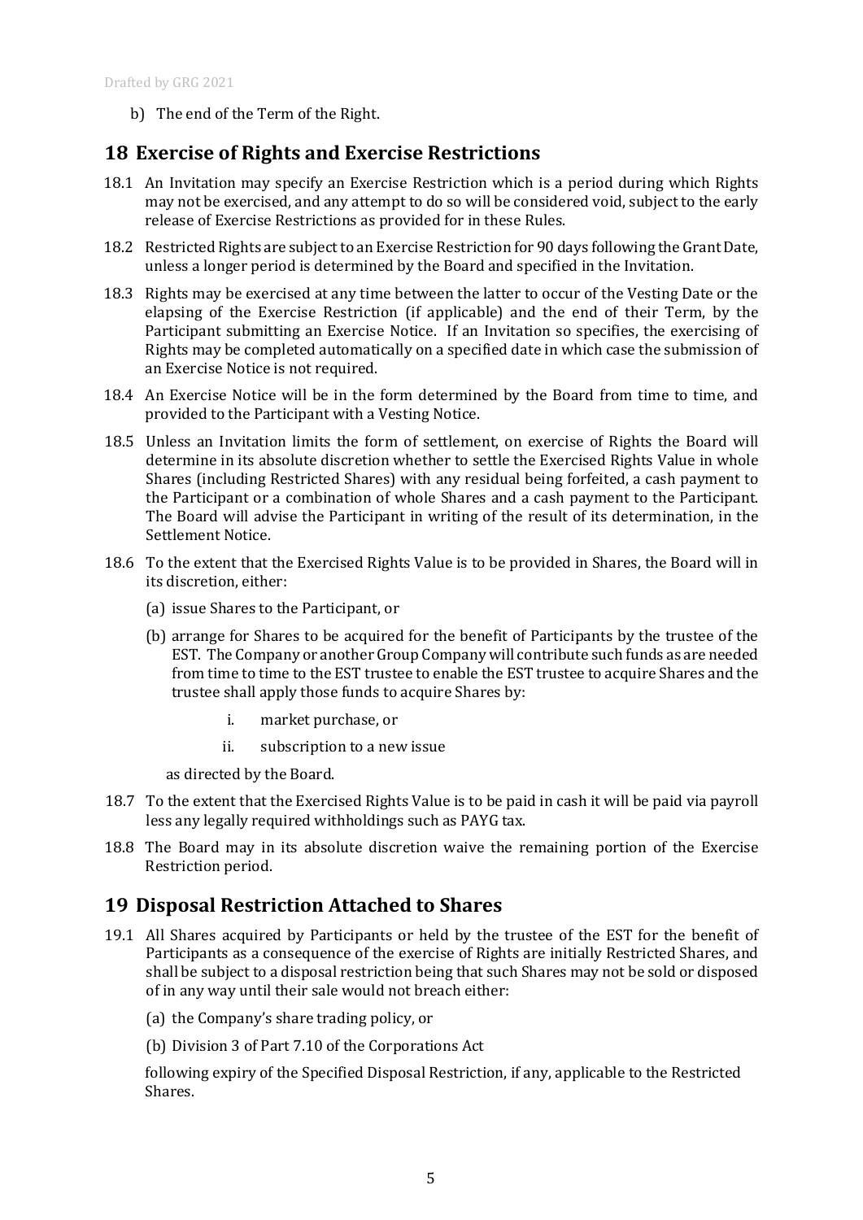b) The end of the Term of the Right.

## 18 Exercise of Rights and Exercise Restrictions

18.1 An Invitation may specify an Exercise Restriction which is a period during which Rights may not be exercised, and any attempt to do so will be considered void, subject to the early release of Exercise Restrictions as provided for in these Rules.

18.2 Restricted Rights are subject to an Exercise Restriction for 90 days following the Grant Date, unless a longer period is determined by the Board and specified in the Invitation.

18.3 Rights may be exercised at any time between the latter to occur of the Vesting Date or the elapsing of the Exercise Restriction (if applicable) and the end of their Term, by the Participant submitting an Exercise Notice. If an Invitation so specifies, the exercising of Rights may be completed automatically on a specified date in which case the submission of an Exercise Notice is not required.

18.4 An Exercise Notice will be in the form determined by the Board from time to time, and provided to the Participant with a Vesting Notice.

18.5 Unless an Invitation limits the form of settlement, on exercise of Rights the Board will determine in its absolute discretion whether to settle the Exercised Rights Value in whole Shares (including Restricted Shares) with any residual being forfeited, a cash payment to the Participant or a combination of whole Shares and a cash payment to the Participant. The Board will advise the Participant in writing of the result of its determination, in the Settlement Notice.

18.6 To the extent that the Exercised Rights Value is to be provided in Shares, the Board will in its discretion, either:

(a) issue Shares to the Participant, or

(b) arrange for Shares to be acquired for the benefit of Participants by the trustee of the EST. The Company or another Group Company will contribute such funds as are needed from time to time to the EST trustee to enable the EST trustee to acquire Shares and the trustee shall apply those funds to acquire Shares by:

i. market purchase, or

ii. subscription to a new issue

as directed by the Board.

18.7 To the extent that the Exercised Rights Value is to be paid in cash it will be paid via payroll less any legally required withholdings such as PAYG tax.

18.8 The Board may in its absolute discretion waive the remaining portion of the Exercise Restriction period.

## 19 Disposal Restriction Attached to Shares

19.1 All Shares acquired by Participants or held by the trustee of the EST for the benefit of Participants as a consequence of the exercise of Rights are initially Restricted Shares, and shall be subject to a disposal restriction being that such Shares may not be sold or disposed of in any way until their sale would not breach either:

(a) the Company's share trading policy, or

(b) Division 3 of Part 7.10 of the Corporations Act

following expiry of the Specified Disposal Restriction, if any, applicable to the Restricted Shares.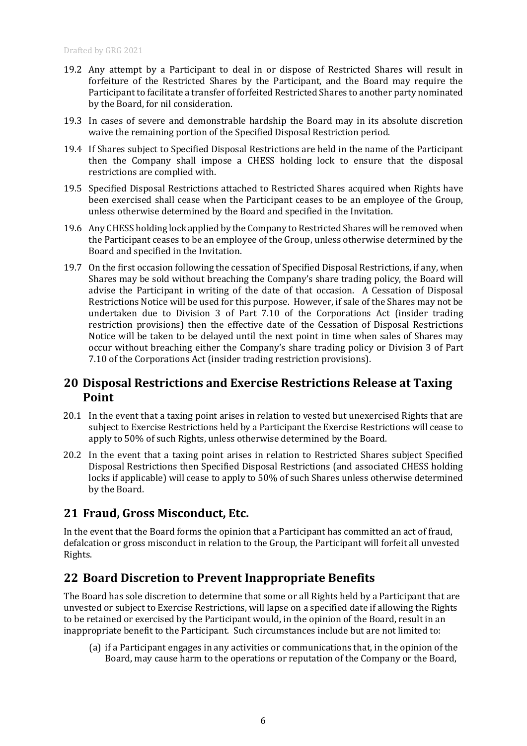19.2 Any attempt by a Participant to deal in or dispose of Restricted Shares will result in forfeiture of the Restricted Shares by the Participant, and the Board may require the Participant to facilitate a transfer of forfeited Restricted Shares to another party nominated by the Board, for nil consideration.

19.3 In cases of severe and demonstrable hardship the Board may in its absolute discretion waive the remaining portion of the Specified Disposal Restriction period.

19.4 If Shares subject to Specified Disposal Restrictions are held in the name of the Participant then the Company shall impose a CHESS holding lock to ensure that the disposal restrictions are complied with.

19.5 Specified Disposal Restrictions attached to Restricted Shares acquired when Rights have been exercised shall cease when the Participant ceases to be an employee of the Group, unless otherwise determined by the Board and specified in the Invitation.

19.6 Any CHESS holding lock applied by the Company to Restricted Shares will be removed when the Participant ceases to be an employee of the Group, unless otherwise determined by the Board and specified in the Invitation.

19.7 On the first occasion following the cessation of Specified Disposal Restrictions, if any, when Shares may be sold without breaching the Company's share trading policy, the Board will advise the Participant in writing of the date of that occasion. A Cessation of Disposal Restrictions Notice will be used for this purpose. However, if sale of the Shares may not be undertaken due to Division 3 of Part 7.10 of the Corporations Act (insider trading restriction provisions) then the effective date of the Cessation of Disposal Restrictions Notice will be taken to be delayed until the next point in time when sales of Shares may occur without breaching either the Company's share trading policy or Division 3 of Part 7.10 of the Corporations Act (insider trading restriction provisions).

## 20 Disposal Restrictions and Exercise Restrictions Release at Taxing Point

20.1 In the event that a taxing point arises in relation to vested but unexercised Rights that are subject to Exercise Restrictions held by a Participant the Exercise Restrictions will cease to apply to 50% of such Rights, unless otherwise determined by the Board.

20.2 In the event that a taxing point arises in relation to Restricted Shares subject Specified Disposal Restrictions then Specified Disposal Restrictions (and associated CHESS holding locks if applicable) will cease to apply to 50% of such Shares unless otherwise determined by the Board.

## 21 Fraud, Gross Misconduct, Etc.

In the event that the Board forms the opinion that a Participant has committed an act of fraud, defalcation or gross misconduct in relation to the Group, the Participant will forfeit all unvested Rights.

## 22 Board Discretion to Prevent Inappropriate Benefits

The Board has sole discretion to determine that some or all Rights held by a Participant that are unvested or subject to Exercise Restrictions, will lapse on a specified date if allowing the Rights to be retained or exercised by the Participant would, in the opinion of the Board, result in an inappropriate benefit to the Participant. Such circumstances include but are not limited to:

(a) if a Participant engages in any activities or communications that, in the opinion of the Board, may cause harm to the operations or reputation of the Company or the Board,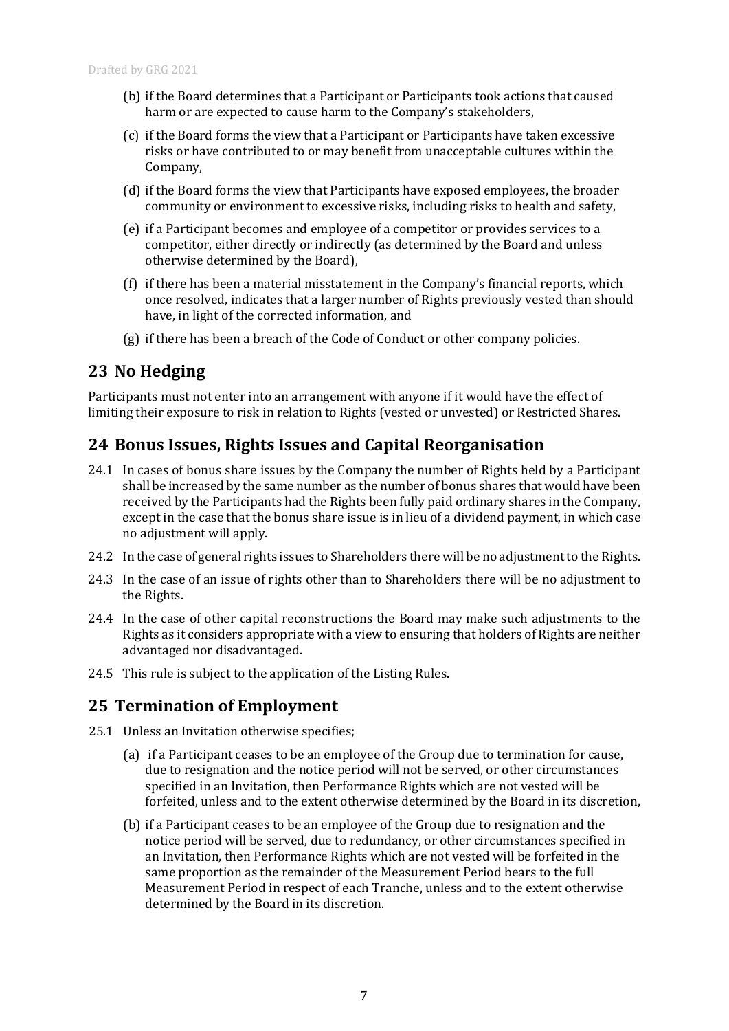(b) if the Board determines that a Participant or Participants took actions that caused harm or are expected to cause harm to the Company's stakeholders,

(c) if the Board forms the view that a Participant or Participants have taken excessive risks or have contributed to or may benefit from unacceptable cultures within the Company,

(d) if the Board forms the view that Participants have exposed employees, the broader community or environment to excessive risks, including risks to health and safety,

(e) if a Participant becomes and employee of a competitor or provides services to a competitor, either directly or indirectly (as determined by the Board and unless otherwise determined by the Board),

(f) if there has been a material misstatement in the Company's financial reports, which once resolved, indicates that a larger number of Rights previously vested than should have, in light of the corrected information, and

(g) if there has been a breach of the Code of Conduct or other company policies.

## 23 No Hedging

Participants must not enter into an arrangement with anyone if it would have the effect of limiting their exposure to risk in relation to Rights (vested or unvested) or Restricted Shares.

## 24 Bonus Issues, Rights Issues and Capital Reorganisation

24.1 In cases of bonus share issues by the Company the number of Rights held by a Participant shall be increased by the same number as the number of bonus shares that would have been received by the Participants had the Rights been fully paid ordinary shares in the Company, except in the case that the bonus share issue is in lieu of a dividend payment, in which case no adjustment will apply.

24.2 In the case of general rights issues to Shareholders there will be no adjustment to the Rights.

24.3 In the case of an issue of rights other than to Shareholders there will be no adjustment to the Rights.

24.4 In the case of other capital reconstructions the Board may make such adjustments to the Rights as it considers appropriate with a view to ensuring that holders of Rights are neither advantaged nor disadvantaged.

24.5 This rule is subject to the application of the Listing Rules.

## 25 Termination of Employment

25.1 Unless an Invitation otherwise specifies;

(a) if a Participant ceases to be an employee of the Group due to termination for cause, due to resignation and the notice period will not be served, or other circumstances specified in an Invitation, then Performance Rights which are not vested will be forfeited, unless and to the extent otherwise determined by the Board in its discretion,

(b) if a Participant ceases to be an employee of the Group due to resignation and the notice period will be served, due to redundancy, or other circumstances specified in an Invitation, then Performance Rights which are not vested will be forfeited in the same proportion as the remainder of the Measurement Period bears to the full Measurement Period in respect of each Tranche, unless and to the extent otherwise determined by the Board in its discretion.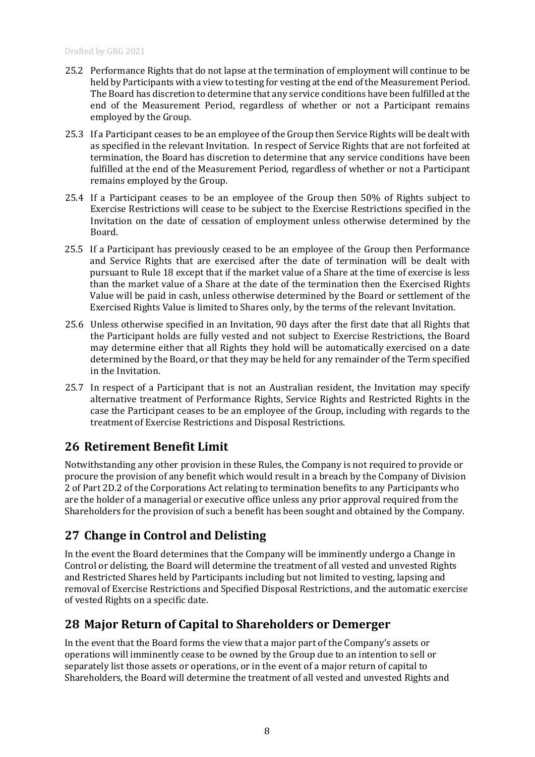25.2 Performance Rights that do not lapse at the termination of employment will continue to be held by Participants with a view to testing for vesting at the end of the Measurement Period. The Board has discretion to determine that any service conditions have been fulfilled at the end of the Measurement Period, regardless of whether or not a Participant remains employed by the Group.

25.3 If a Participant ceases to be an employee of the Group then Service Rights will be dealt with as specified in the relevant Invitation. In respect of Service Rights that are not forfeited at termination, the Board has discretion to determine that any service conditions have been fulfilled at the end of the Measurement Period, regardless of whether or not a Participant remains employed by the Group.

25.4 If a Participant ceases to be an employee of the Group then 50% of Rights subject to Exercise Restrictions will cease to be subject to the Exercise Restrictions specified in the Invitation on the date of cessation of employment unless otherwise determined by the Board.

25.5 If a Participant has previously ceased to be an employee of the Group then Performance and Service Rights that are exercised after the date of termination will be dealt with pursuant to Rule 18 except that if the market value of a Share at the time of exercise is less than the market value of a Share at the date of the termination then the Exercised Rights Value will be paid in cash, unless otherwise determined by the Board or settlement of the Exercised Rights Value is limited to Shares only, by the terms of the relevant Invitation.

25.6 Unless otherwise specified in an Invitation, 90 days after the first date that all Rights that the Participant holds are fully vested and not subject to Exercise Restrictions, the Board may determine either that all Rights they hold will be automatically exercised on a date determined by the Board, or that they may be held for any remainder of the Term specified in the Invitation.

25.7 In respect of a Participant that is not an Australian resident, the Invitation may specify alternative treatment of Performance Rights, Service Rights and Restricted Rights in the case the Participant ceases to be an employee of the Group, including with regards to the treatment of Exercise Restrictions and Disposal Restrictions.

## 26 Retirement Benefit Limit

Notwithstanding any other provision in these Rules, the Company is not required to provide or procure the provision of any benefit which would result in a breach by the Company of Division 2 of Part 2D.2 of the Corporations Act relating to termination benefits to any Participants who are the holder of a managerial or executive office unless any prior approval required from the Shareholders for the provision of such a benefit has been sought and obtained by the Company.

## 27 Change in Control and Delisting

In the event the Board determines that the Company will be imminently undergo a Change in Control or delisting, the Board will determine the treatment of all vested and unvested Rights and Restricted Shares held by Participants including but not limited to vesting, lapsing and removal of Exercise Restrictions and Specified Disposal Restrictions, and the automatic exercise of vested Rights on a specific date.

## 28 Major Return of Capital to Shareholders or Demerger

In the event that the Board forms the view that a major part of the Company's assets or operations will imminently cease to be owned by the Group due to an intention to sell or separately list those assets or operations, or in the event of a major return of capital to Shareholders, the Board will determine the treatment of all vested and unvested Rights and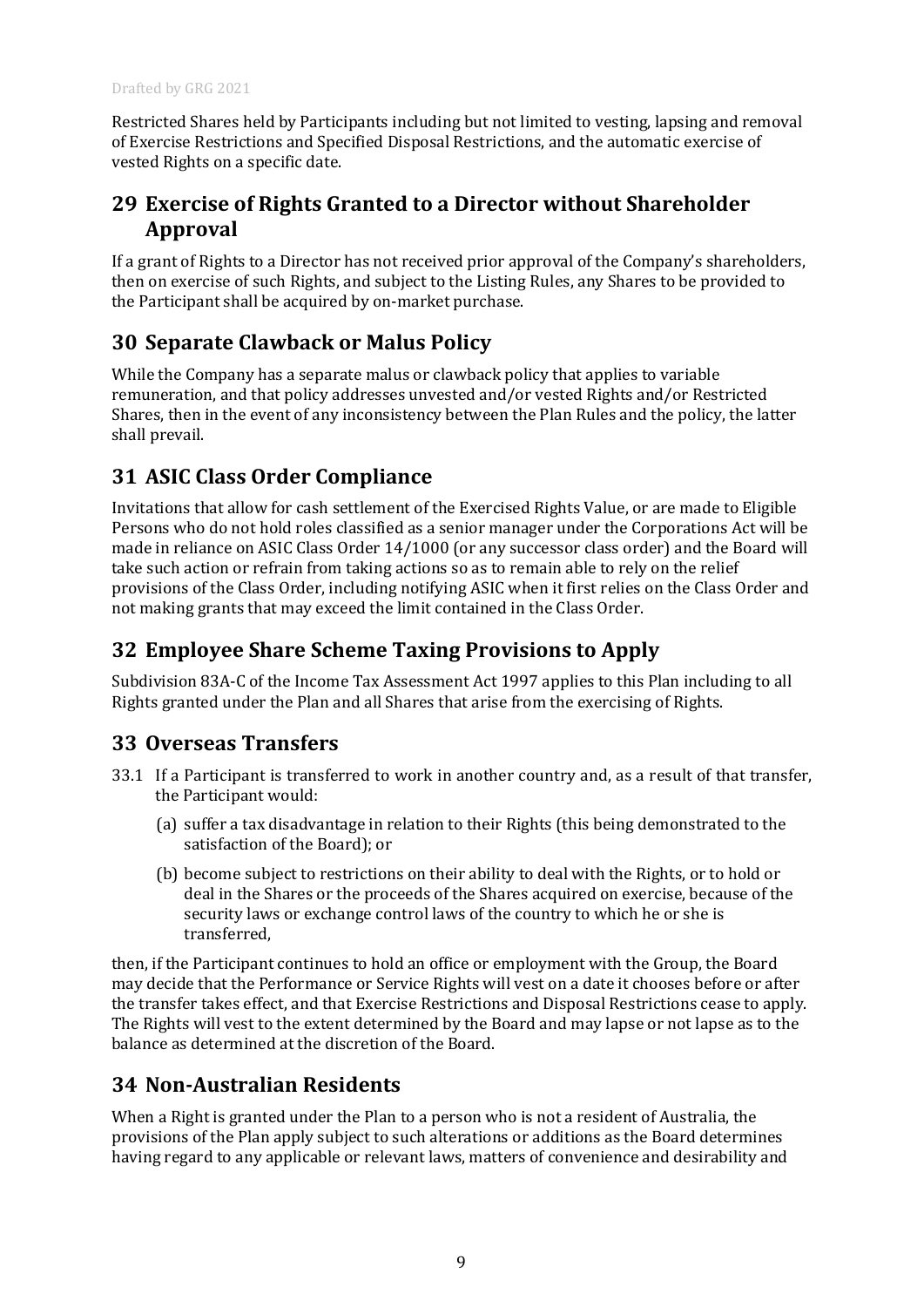Restricted Shares held by Participants including but not limited to vesting, lapsing and removal of Exercise Restrictions and Specified Disposal Restrictions, and the automatic exercise of vested Rights on a specific date.

## 29 Exercise of Rights Granted to a Director without Shareholder Approval

If a grant of Rights to a Director has not received prior approval of the Company's shareholders, then on exercise of such Rights, and subject to the Listing Rules, any Shares to be provided to the Participant shall be acquired by on-market purchase.

## 30 Separate Clawback or Malus Policy

While the Company has a separate malus or clawback policy that applies to variable remuneration, and that policy addresses unvested and/or vested Rights and/or Restricted Shares, then in the event of any inconsistency between the Plan Rules and the policy, the latter shall prevail.

## 31 ASIC Class Order Compliance

Invitations that allow for cash settlement of the Exercised Rights Value, or are made to Eligible Persons who do not hold roles classified as a senior manager under the Corporations Act will be made in reliance on ASIC Class Order 14/1000 (or any successor class order) and the Board will take such action or refrain from taking actions so as to remain able to rely on the relief provisions of the Class Order, including notifying ASIC when it first relies on the Class Order and not making grants that may exceed the limit contained in the Class Order.

## 32 Employee Share Scheme Taxing Provisions to Apply

Subdivision 83A-C of the Income Tax Assessment Act 1997 applies to this Plan including to all Rights granted under the Plan and all Shares that arise from the exercising of Rights.

## 33 Overseas Transfers

33.1 If a Participant is transferred to work in another country and, as a result of that transfer, the Participant would:

(a) suffer a tax disadvantage in relation to their Rights (this being demonstrated to the satisfaction of the Board); or

(b) become subject to restrictions on their ability to deal with the Rights, or to hold or deal in the Shares or the proceeds of the Shares acquired on exercise, because of the security laws or exchange control laws of the country to which he or she is transferred,

then, if the Participant continues to hold an office or employment with the Group, the Board may decide that the Performance or Service Rights will vest on a date it chooses before or after the transfer takes effect, and that Exercise Restrictions and Disposal Restrictions cease to apply. The Rights will vest to the extent determined by the Board and may lapse or not lapse as to the balance as determined at the discretion of the Board.

## 34 Non-Australian Residents

When a Right is granted under the Plan to a person who is not a resident of Australia, the provisions of the Plan apply subject to such alterations or additions as the Board determines having regard to any applicable or relevant laws, matters of convenience and desirability and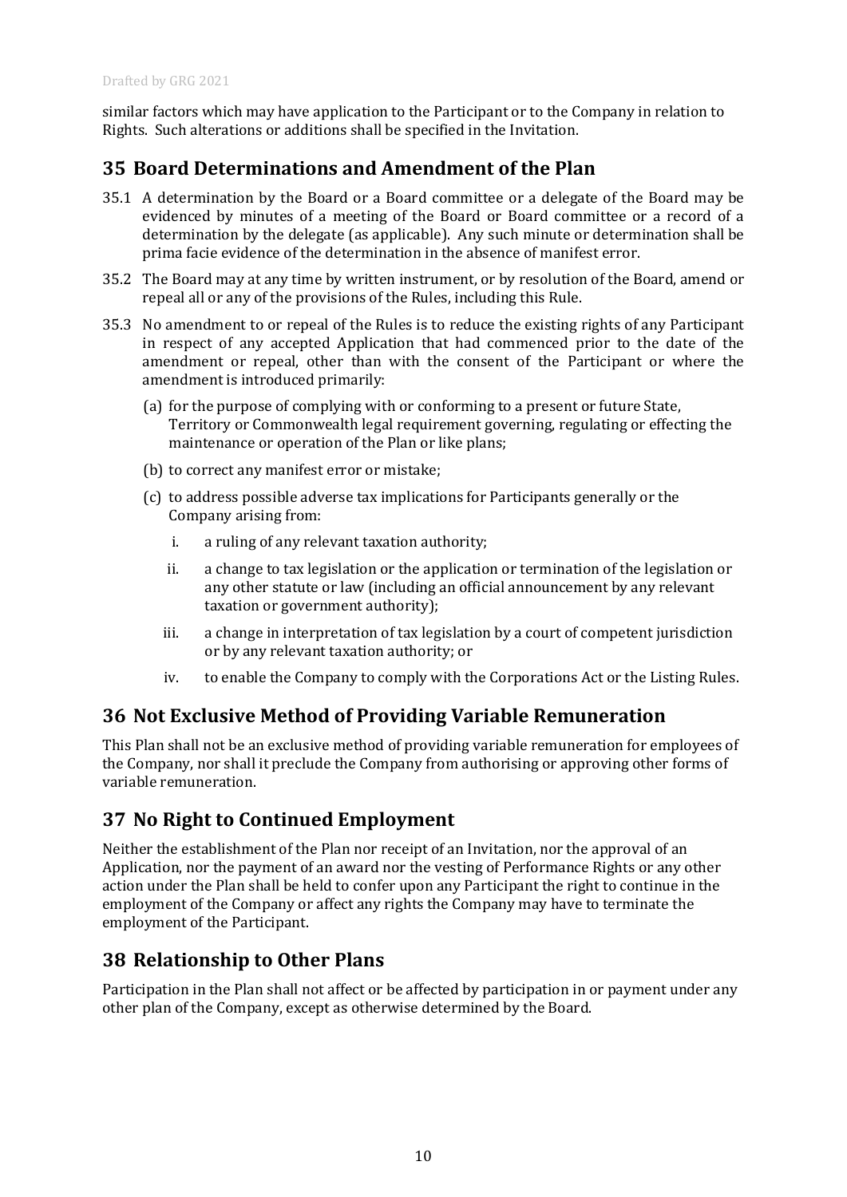similar factors which may have application to the Participant or to the Company in relation to Rights. Such alterations or additions shall be specified in the Invitation.

## 35 Board Determinations and Amendment of the Plan

35.1 A determination by the Board or a Board committee or a delegate of the Board may be evidenced by minutes of a meeting of the Board or Board committee or a record of a determination by the delegate (as applicable). Any such minute or determination shall be prima facie evidence of the determination in the absence of manifest error.

35.2 The Board may at any time by written instrument, or by resolution of the Board, amend or repeal all or any of the provisions of the Rules, including this Rule.

35.3 No amendment to or repeal of the Rules is to reduce the existing rights of any Participant in respect of any accepted Application that had commenced prior to the date of the amendment or repeal, other than with the consent of the Participant or where the amendment is introduced primarily:

(a) for the purpose of complying with or conforming to a present or future State, Territory or Commonwealth legal requirement governing, regulating or effecting the maintenance or operation of the Plan or like plans;

(b) to correct any manifest error or mistake;

(c) to address possible adverse tax implications for Participants generally or the Company arising from:

i. a ruling of any relevant taxation authority;

ii. a change to tax legislation or the application or termination of the legislation or any other statute or law (including an official announcement by any relevant taxation or government authority);

iii. a change in interpretation of tax legislation by a court of competent jurisdiction or by any relevant taxation authority; or

iv. to enable the Company to comply with the Corporations Act or the Listing Rules.

## 36 Not Exclusive Method of Providing Variable Remuneration

This Plan shall not be an exclusive method of providing variable remuneration for employees of the Company, nor shall it preclude the Company from authorising or approving other forms of variable remuneration.

## 37 No Right to Continued Employment

Neither the establishment of the Plan nor receipt of an Invitation, nor the approval of an Application, nor the payment of an award nor the vesting of Performance Rights or any other action under the Plan shall be held to confer upon any Participant the right to continue in the employment of the Company or affect any rights the Company may have to terminate the employment of the Participant.

## 38 Relationship to Other Plans

Participation in the Plan shall not affect or be affected by participation in or payment under any other plan of the Company, except as otherwise determined by the Board.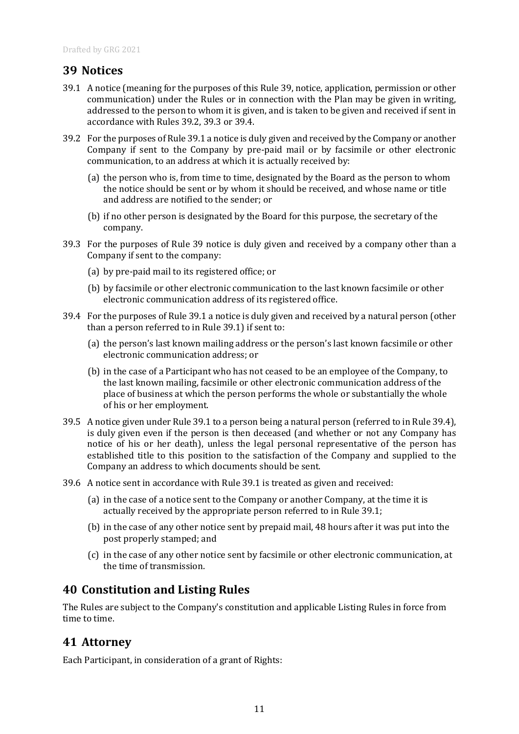## 39 Notices

39.1 A notice (meaning for the purposes of this Rule 39, notice, application, permission or other communication) under the Rules or in connection with the Plan may be given in writing, addressed to the person to whom it is given, and is taken to be given and received if sent in accordance with Rules 39.2, 39.3 or 39.4.

39.2 For the purposes of Rule 39.1 a notice is duly given and received by the Company or another Company if sent to the Company by pre-paid mail or by facsimile or other electronic communication, to an address at which it is actually received by:

(a) the person who is, from time to time, designated by the Board as the person to whom the notice should be sent or by whom it should be received, and whose name or title and address are notified to the sender; or

(b) if no other person is designated by the Board for this purpose, the secretary of the company.

39.3 For the purposes of Rule 39 notice is duly given and received by a company other than a Company if sent to the company:

(a) by pre-paid mail to its registered office; or

(b) by facsimile or other electronic communication to the last known facsimile or other electronic communication address of its registered office.

39.4 For the purposes of Rule 39.1 a notice is duly given and received by a natural person (other than a person referred to in Rule 39.1) if sent to:

(a) the person's last known mailing address or the person's last known facsimile or other electronic communication address; or

(b) in the case of a Participant who has not ceased to be an employee of the Company, to the last known mailing, facsimile or other electronic communication address of the place of business at which the person performs the whole or substantially the whole of his or her employment.

39.5 A notice given under Rule 39.1 to a person being a natural person (referred to in Rule 39.4), is duly given even if the person is then deceased (and whether or not any Company has notice of his or her death), unless the legal personal representative of the person has established title to this position to the satisfaction of the Company and supplied to the Company an address to which documents should be sent.

39.6 A notice sent in accordance with Rule 39.1 is treated as given and received:

(a) in the case of a notice sent to the Company or another Company, at the time it is actually received by the appropriate person referred to in Rule 39.1;

(b) in the case of any other notice sent by prepaid mail, 48 hours after it was put into the post properly stamped; and

(c) in the case of any other notice sent by facsimile or other electronic communication, at the time of transmission.

## 40 Constitution and Listing Rules

The Rules are subject to the Company's constitution and applicable Listing Rules in force from time to time.

## 41 Attorney

Each Participant, in consideration of a grant of Rights: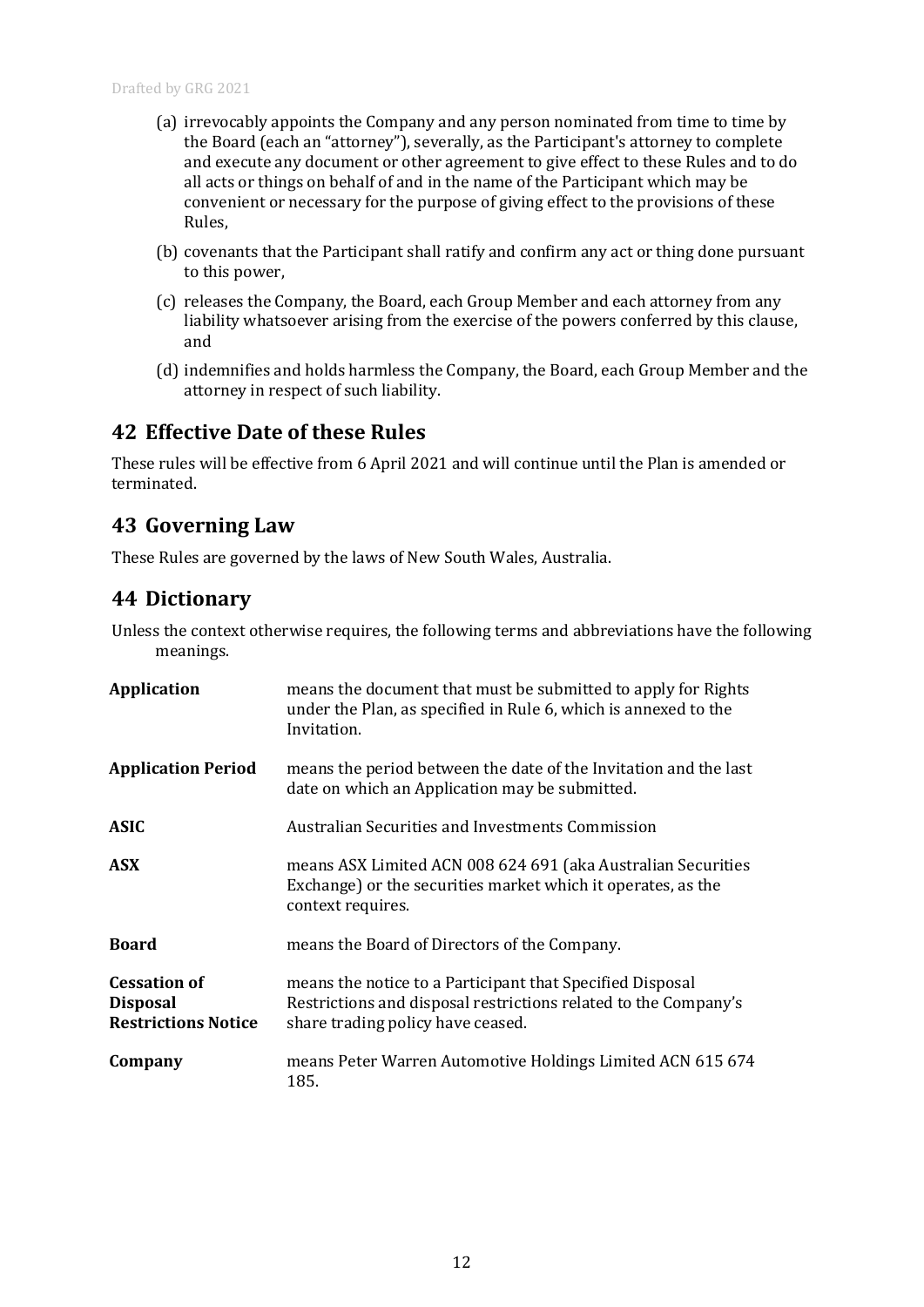(a) irrevocably appoints the Company and any person nominated from time to time by the Board (each an "attorney"), severally, as the Participant's attorney to complete and execute any document or other agreement to give effect to these Rules and to do all acts or things on behalf of and in the name of the Participant which may be convenient or necessary for the purpose of giving effect to the provisions of these Rules,

(b) covenants that the Participant shall ratify and confirm any act or thing done pursuant to this power,

(c) releases the Company, the Board, each Group Member and each attorney from any liability whatsoever arising from the exercise of the powers conferred by this clause, and

(d) indemnifies and holds harmless the Company, the Board, each Group Member and the attorney in respect of such liability.

## 42 Effective Date of these Rules

These rules will be effective from 6 April 2021 and will continue until the Plan is amended or terminated.

## 43 Governing Law

These Rules are governed by the laws of New South Wales, Australia.

## 44 Dictionary

Unless the context otherwise requires, the following terms and abbreviations have the following meanings.

| | |
|---|---|
| **Application** | means the document that must be submitted to apply for Rights under the Plan, as specified in Rule 6, which is annexed to the Invitation. |
| **Application Period** | means the period between the date of the Invitation and the last date on which an Application may be submitted. |
| **ASIC** | Australian Securities and Investments Commission |
| **ASX** | means ASX Limited ACN 008 624 691 (aka Australian Securities Exchange) or the securities market which it operates, as the context requires. |
| **Board** | means the Board of Directors of the Company. |
| **Cessation of Disposal Restrictions Notice** | means the notice to a Participant that Specified Disposal Restrictions and disposal restrictions related to the Company's share trading policy have ceased. |
| **Company** | means Peter Warren Automotive Holdings Limited ACN 615 674 185. |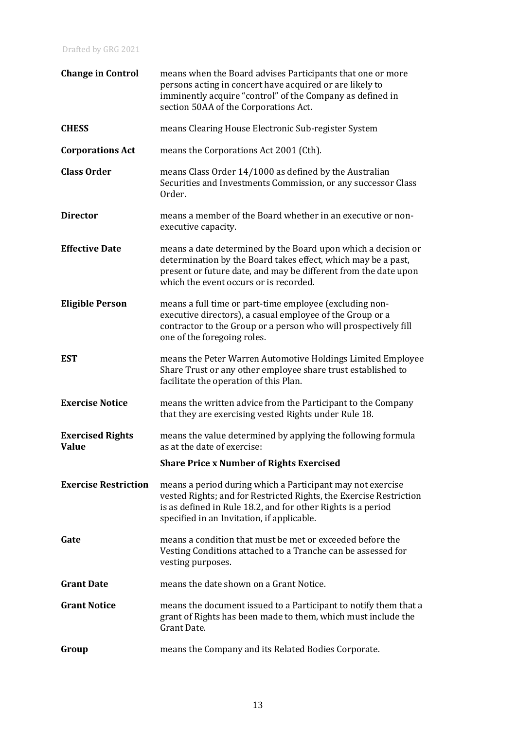| | |
|---|---|
| **Change in Control** | means when the Board advises Participants that one or more persons acting in concert have acquired or are likely to imminently acquire "control" of the Company as defined in section 50AA of the Corporations Act. |
| **CHESS** | means Clearing House Electronic Sub-register System |
| **Corporations Act** | means the Corporations Act 2001 (Cth). |
| **Class Order** | means Class Order 14/1000 as defined by the Australian Securities and Investments Commission, or any successor Class Order. |
| **Director** | means a member of the Board whether in an executive or non-executive capacity. |
| **Effective Date** | means a date determined by the Board upon which a decision or determination by the Board takes effect, which may be a past, present or future date, and may be different from the date upon which the event occurs or is recorded. |
| **Eligible Person** | means a full time or part-time employee (excluding non-executive directors), a casual employee of the Group or a contractor to the Group or a person who will prospectively fill one of the foregoing roles. |
| **EST** | means the Peter Warren Automotive Holdings Limited Employee Share Trust or any other employee share trust established to facilitate the operation of this Plan. |
| **Exercise Notice** | means the written advice from the Participant to the Company that they are exercising vested Rights under Rule 18. |
| **Exercised Rights Value** | means the value determined by applying the following formula as at the date of exercise:<br><br>**Share Price x Number of Rights Exercised** |
| **Exercise Restriction** | means a period during which a Participant may not exercise vested Rights; and for Restricted Rights, the Exercise Restriction is as defined in Rule 18.2, and for other Rights is a period specified in an Invitation, if applicable. |
| **Gate** | means a condition that must be met or exceeded before the Vesting Conditions attached to a Tranche can be assessed for vesting purposes. |
| **Grant Date** | means the date shown on a Grant Notice. |
| **Grant Notice** | means the document issued to a Participant to notify them that a grant of Rights has been made to them, which must include the Grant Date. |
| **Group** | means the Company and its Related Bodies Corporate. |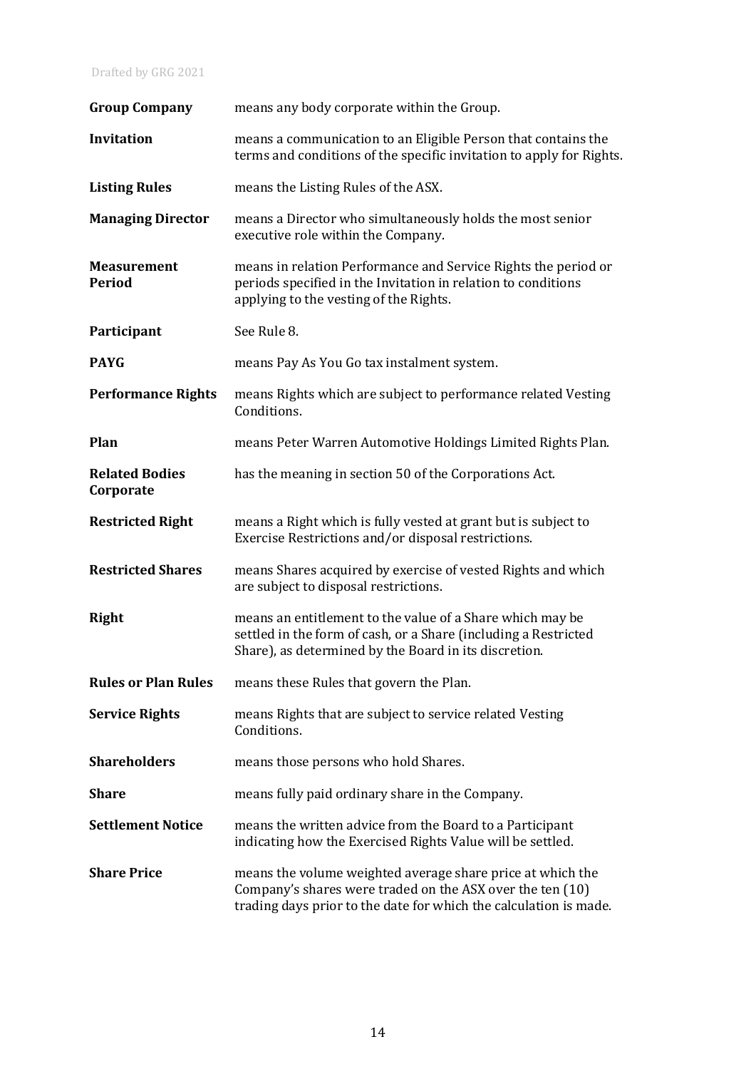| | |
|---|---|
| **Group Company** | means any body corporate within the Group. |
| **Invitation** | means a communication to an Eligible Person that contains the terms and conditions of the specific invitation to apply for Rights. |
| **Listing Rules** | means the Listing Rules of the ASX. |
| **Managing Director** | means a Director who simultaneously holds the most senior executive role within the Company. |
| **Measurement Period** | means in relation Performance and Service Rights the period or periods specified in the Invitation in relation to conditions applying to the vesting of the Rights. |
| **Participant** | See Rule 8. |
| **PAYG** | means Pay As You Go tax instalment system. |
| **Performance Rights** | means Rights which are subject to performance related Vesting Conditions. |
| **Plan** | means Peter Warren Automotive Holdings Limited Rights Plan. |
| **Related Bodies Corporate** | has the meaning in section 50 of the Corporations Act. |
| **Restricted Right** | means a Right which is fully vested at grant but is subject to Exercise Restrictions and/or disposal restrictions. |
| **Restricted Shares** | means Shares acquired by exercise of vested Rights and which are subject to disposal restrictions. |
| **Right** | means an entitlement to the value of a Share which may be settled in the form of cash, or a Share (including a Restricted Share), as determined by the Board in its discretion. |
| **Rules or Plan Rules** | means these Rules that govern the Plan. |
| **Service Rights** | means Rights that are subject to service related Vesting Conditions. |
| **Shareholders** | means those persons who hold Shares. |
| **Share** | means fully paid ordinary share in the Company. |
| **Settlement Notice** | means the written advice from the Board to a Participant indicating how the Exercised Rights Value will be settled. |
| **Share Price** | means the volume weighted average share price at which the Company's shares were traded on the ASX over the ten (10) trading days prior to the date for which the calculation is made. |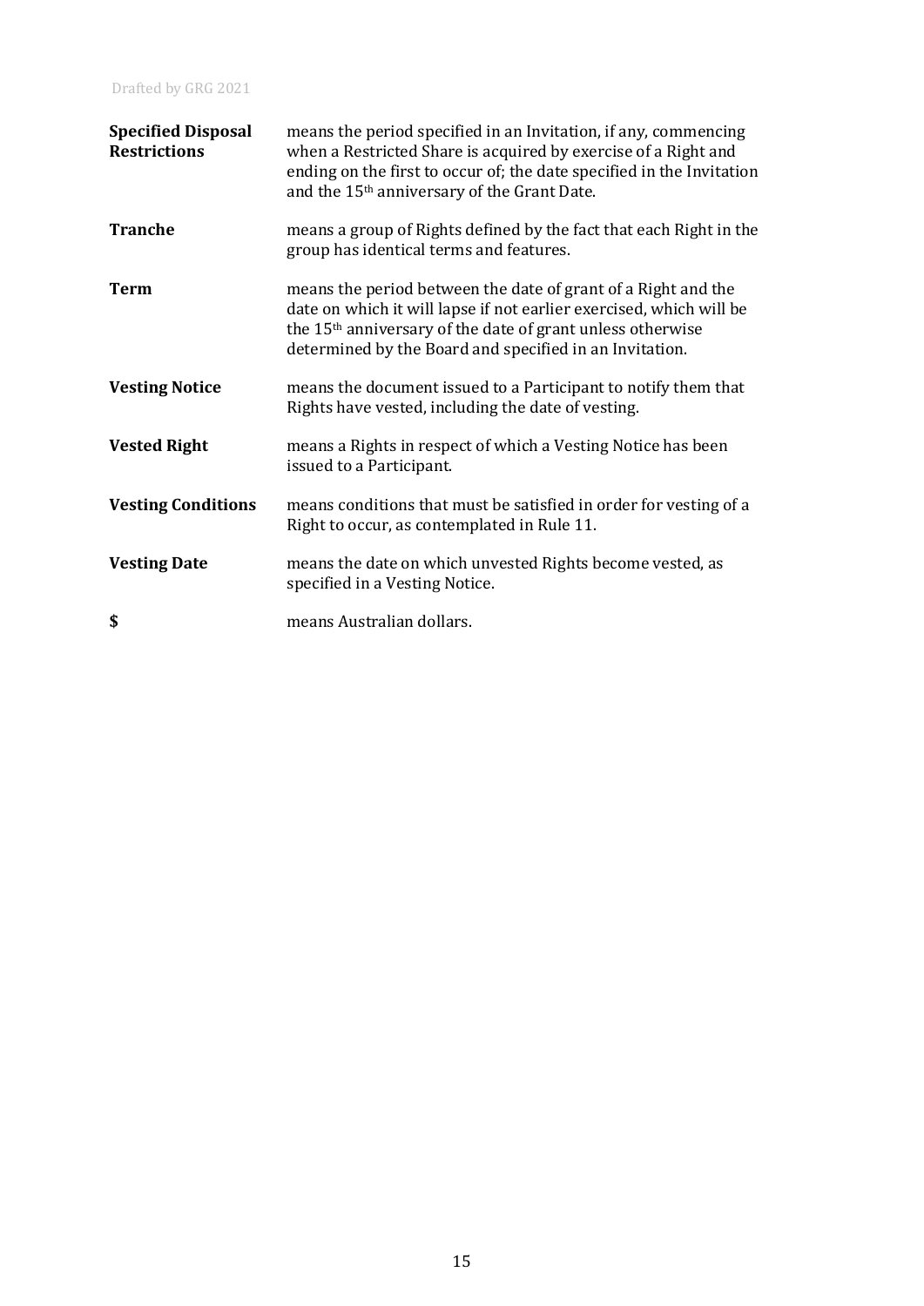| | |
|---|---|
| **Specified Disposal Restrictions** | means the period specified in an Invitation, if any, commencing when a Restricted Share is acquired by exercise of a Right and ending on the first to occur of; the date specified in the Invitation and the 15th anniversary of the Grant Date. |
| **Tranche** | means a group of Rights defined by the fact that each Right in the group has identical terms and features. |
| **Term** | means the period between the date of grant of a Right and the date on which it will lapse if not earlier exercised, which will be the 15th anniversary of the date of grant unless otherwise determined by the Board and specified in an Invitation. |
| **Vesting Notice** | means the document issued to a Participant to notify them that Rights have vested, including the date of vesting. |
| **Vested Right** | means a Rights in respect of which a Vesting Notice has been issued to a Participant. |
| **Vesting Conditions** | means conditions that must be satisfied in order for vesting of a Right to occur, as contemplated in Rule 11. |
| **Vesting Date** | means the date on which unvested Rights become vested, as specified in a Vesting Notice. |
| **$** | means Australian dollars. |